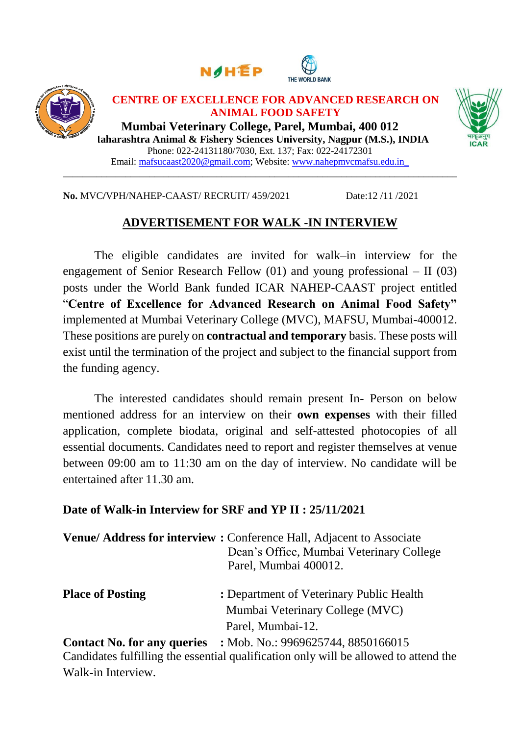**CENTRE OF EXCELLENCE FOR ADVANCED RESEARCH ON ANIMAL FOOD SAFETY**

**Mumbai Veterinary College, Parel, Mumbai, 400 012**

**Maharashtra Animal & Fishery Sciences University, Nagpur (M.S.), INDIA**

Phone: 022-24131180/7030, Ext. 137; Fax: 022-24172301

Email: mafsucaast2020@gmail.com; Website: www.nahepmvcmafsu.edu.in

---

**No.** MVC/VPH/NAHEP-CAAST/ RECRUIT/ 459/2021 Date:12 /11 /2021

## ADVERTISEMENT FOR WALK -IN INTERVIEW

The eligible candidates are invited for walk–in interview for the engagement of Senior Research Fellow (01) and young professional – II (03) posts under the World Bank funded ICAR NAHEP-CAAST project entitled "**Centre of Excellence for Advanced Research on Animal Food Safety**" implemented at Mumbai Veterinary College (MVC), MAFSU, Mumbai-400012. These positions are purely on **contractual and temporary** basis. These posts will exist until the termination of the project and subject to the financial support from the funding agency.

The interested candidates should remain present In- Person on below mentioned address for an interview on their **own expenses** with their filled application, complete biodata, original and self-attested photocopies of all essential documents. Candidates need to report and register themselves at venue between 09:00 am to 11:30 am on the day of interview. No candidate will be entertained after 11.30 am.

**Date of Walk-in Interview for SRF and YP II : 25/11/2021**

**Venue/ Address for interview :** Conference Hall, Adjacent to Associate Dean's Office, Mumbai Veterinary College Parel, Mumbai 400012.

**Place of Posting :** Department of Veterinary Public Health Mumbai Veterinary College (MVC) Parel, Mumbai-12.

**Contact No. for any queries :** Mob. No.: 9969625744, 8850166015

Candidates fulfilling the essential qualification only will be allowed to attend the Walk-in Interview.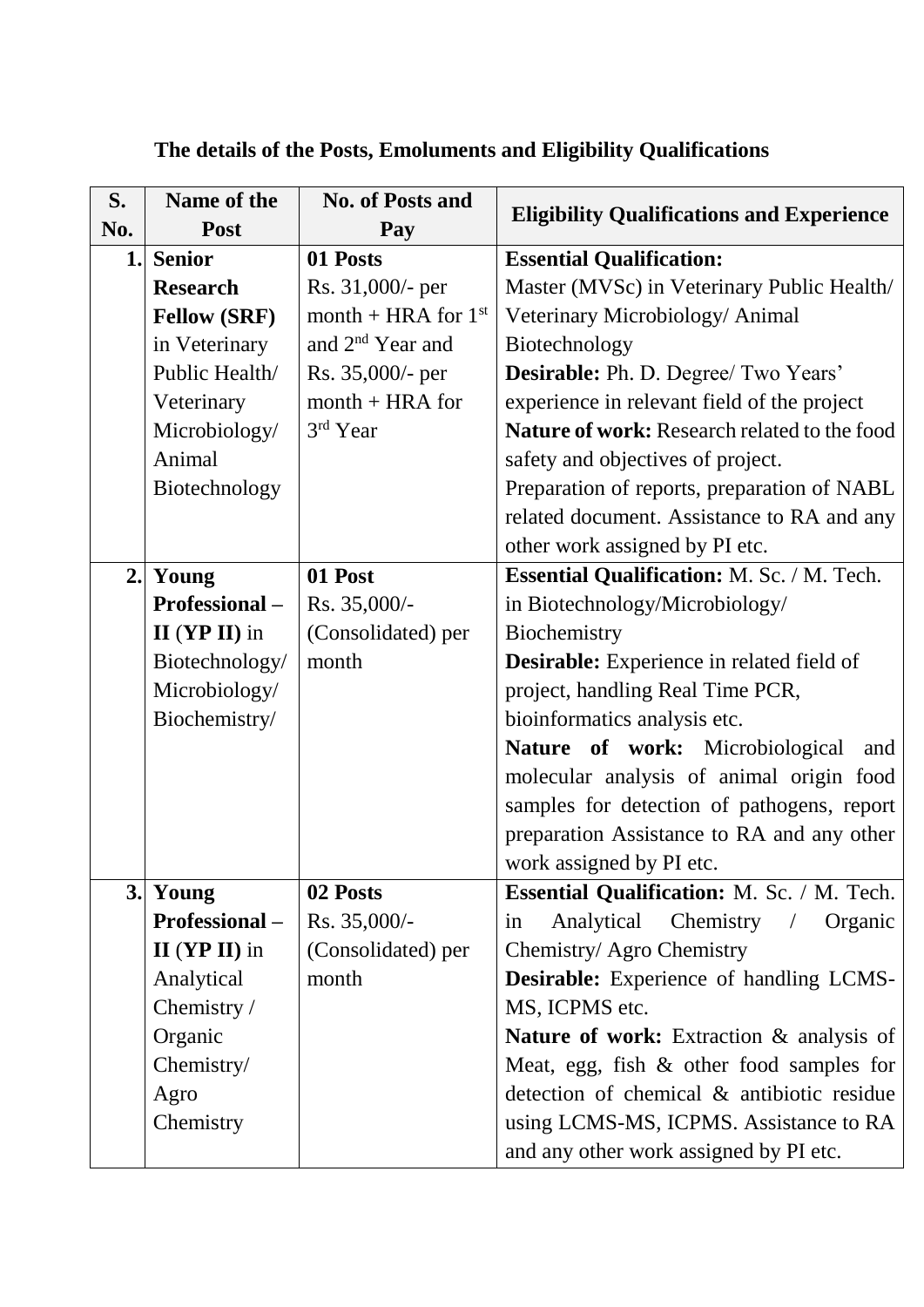**The details of the Posts, Emoluments and Eligibility Qualifications**

| S. No. | Name of the Post | No. of Posts and Pay | Eligibility Qualifications and Experience |
|---|---|---|---|
| 1. | **Senior Research Fellow (SRF)** in Veterinary Public Health/ Veterinary Microbiology/ Animal Biotechnology | **01 Posts** Rs. 31,000/- per month + HRA for 1st and 2nd Year and Rs. 35,000/- per month + HRA for 3rd Year | **Essential Qualification:** Master (MVSc) in Veterinary Public Health/ Veterinary Microbiology/ Animal Biotechnology **Desirable:** Ph. D. Degree/ Two Years' experience in relevant field of the project **Nature of work:** Research related to the food safety and objectives of project. Preparation of reports, preparation of NABL related document. Assistance to RA and any other work assigned by PI etc. |
| 2. | **Young Professional – II** (**YP II**) in Biotechnology/ Microbiology/ Biochemistry/ | **01 Post** Rs. 35,000/- (Consolidated) per month | **Essential Qualification:** M. Sc. / M. Tech. in Biotechnology/Microbiology/ Biochemistry **Desirable:** Experience in related field of project, handling Real Time PCR, bioinformatics analysis etc. **Nature of work:** Microbiological and molecular analysis of animal origin food samples for detection of pathogens, report preparation Assistance to RA and any other work assigned by PI etc. |
| 3. | **Young Professional – II** (**YP II**) in Analytical Chemistry / Organic Chemistry/ Agro Chemistry | **02 Posts** Rs. 35,000/- (Consolidated) per month | **Essential Qualification:** M. Sc. / M. Tech. in Analytical Chemistry / Organic Chemistry/ Agro Chemistry **Desirable:** Experience of handling LCMS-MS, ICPMS etc. **Nature of work:** Extraction & analysis of Meat, egg, fish & other food samples for detection of chemical & antibiotic residue using LCMS-MS, ICPMS. Assistance to RA and any other work assigned by PI etc. |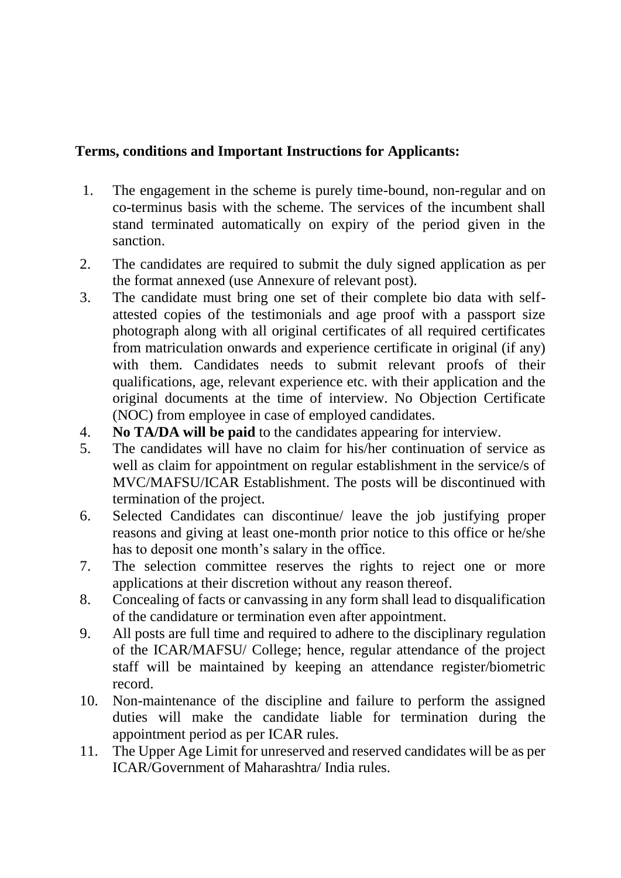**Terms, conditions and Important Instructions for Applicants:**

1. The engagement in the scheme is purely time-bound, non-regular and on co-terminus basis with the scheme. The services of the incumbent shall stand terminated automatically on expiry of the period given in the sanction.
2. The candidates are required to submit the duly signed application as per the format annexed (use Annexure of relevant post).
3. The candidate must bring one set of their complete bio data with self-attested copies of the testimonials and age proof with a passport size photograph along with all original certificates of all required certificates from matriculation onwards and experience certificate in original (if any) with them. Candidates needs to submit relevant proofs of their qualifications, age, relevant experience etc. with their application and the original documents at the time of interview. No Objection Certificate (NOC) from employee in case of employed candidates.
4. **No TA/DA will be paid** to the candidates appearing for interview.
5. The candidates will have no claim for his/her continuation of service as well as claim for appointment on regular establishment in the service/s of MVC/MAFSU/ICAR Establishment. The posts will be discontinued with termination of the project.
6. Selected Candidates can discontinue/ leave the job justifying proper reasons and giving at least one-month prior notice to this office or he/she has to deposit one month's salary in the office.
7. The selection committee reserves the rights to reject one or more applications at their discretion without any reason thereof.
8. Concealing of facts or canvassing in any form shall lead to disqualification of the candidature or termination even after appointment.
9. All posts are full time and required to adhere to the disciplinary regulation of the ICAR/MAFSU/ College; hence, regular attendance of the project staff will be maintained by keeping an attendance register/biometric record.
10. Non-maintenance of the discipline and failure to perform the assigned duties will make the candidate liable for termination during the appointment period as per ICAR rules.
11. The Upper Age Limit for unreserved and reserved candidates will be as per ICAR/Government of Maharashtra/ India rules.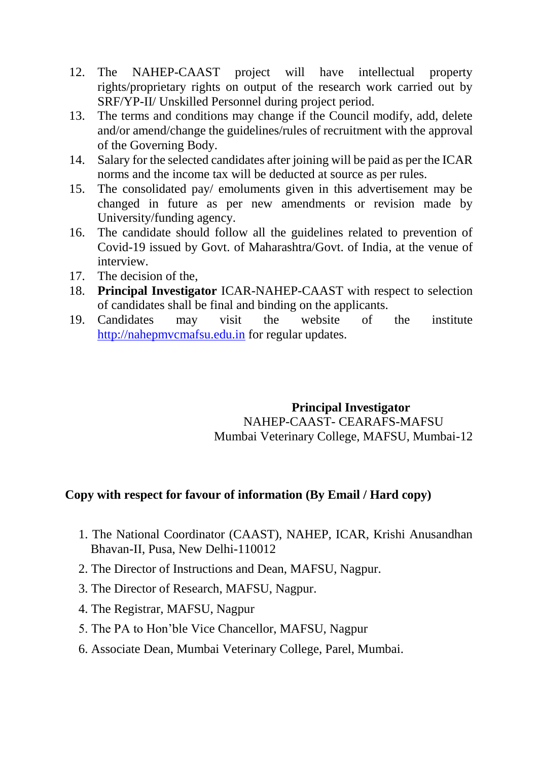12. The NAHEP-CAAST project will have intellectual property rights/proprietary rights on output of the research work carried out by SRF/YP-II/ Unskilled Personnel during project period.
13. The terms and conditions may change if the Council modify, add, delete and/or amend/change the guidelines/rules of recruitment with the approval of the Governing Body.
14. Salary for the selected candidates after joining will be paid as per the ICAR norms and the income tax will be deducted at source as per rules.
15. The consolidated pay/ emoluments given in this advertisement may be changed in future as per new amendments or revision made by University/funding agency.
16. The candidate should follow all the guidelines related to prevention of Covid-19 issued by Govt. of Maharashtra/Govt. of India, at the venue of interview.
17. The decision of the,
18. **Principal Investigator** ICAR-NAHEP-CAAST with respect to selection of candidates shall be final and binding on the applicants.
19. Candidates may visit the website of the institute http://nahepmvcmafsu.edu.in for regular updates.

**Principal Investigator**
NAHEP-CAAST- CEARAFS-MAFSU
Mumbai Veterinary College, MAFSU, Mumbai-12

**Copy with respect for favour of information (By Email / Hard copy)**

1. The National Coordinator (CAAST), NAHEP, ICAR, Krishi Anusandhan Bhavan-II, Pusa, New Delhi-110012
2. The Director of Instructions and Dean, MAFSU, Nagpur.
3. The Director of Research, MAFSU, Nagpur.
4. The Registrar, MAFSU, Nagpur
5. The PA to Hon'ble Vice Chancellor, MAFSU, Nagpur
6. Associate Dean, Mumbai Veterinary College, Parel, Mumbai.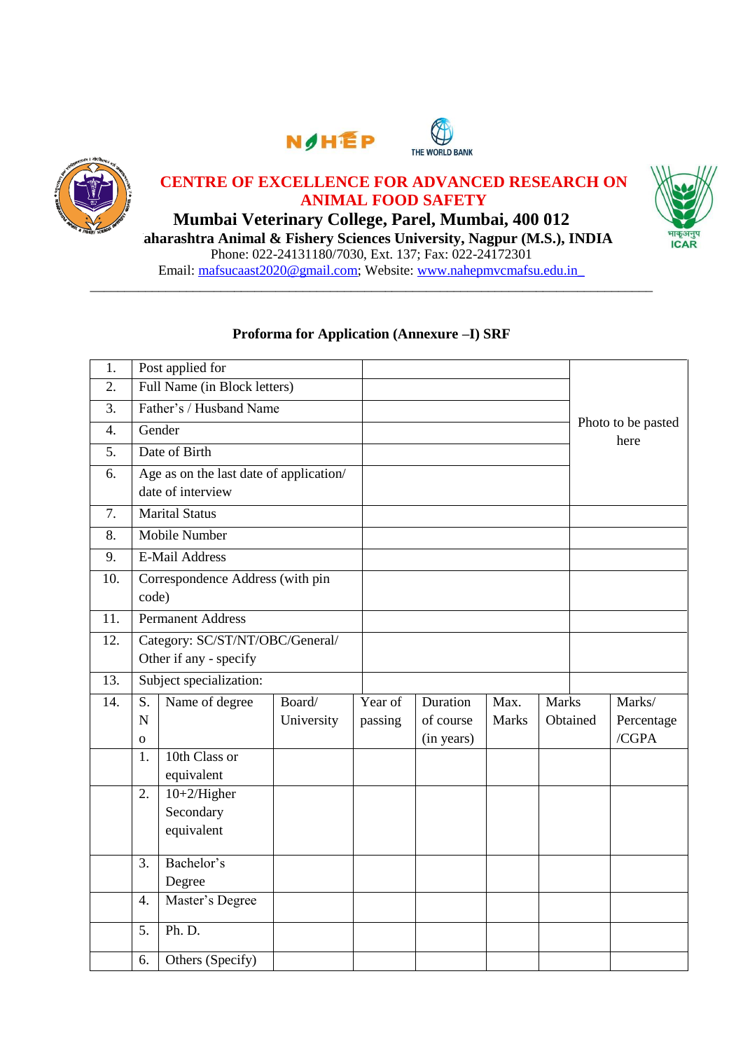NAHEP THE WORLD BANK

**CENTRE OF EXCELLENCE FOR ADVANCED RESEARCH ON ANIMAL FOOD SAFETY**

**Mumbai Veterinary College, Parel, Mumbai, 400 012**

**aharashtra Animal & Fishery Sciences University, Nagpur (M.S.), INDIA**

Phone: 022-24131180/7030, Ext. 137; Fax: 022-24172301

Email: mafsucaast2020@gmail.com; Website: www.nahepmvcmafsu.edu.in

---

**Proforma for Application (Annexure –I) SRF**

| 1. | Post applied for | | Photo to be pasted here |
|---|---|---|---|
| 2. | Full Name (in Block letters) | | |
| 3. | Father's / Husband Name | | |
| 4. | Gender | | |
| 5. | Date of Birth | | |
| 6. | Age as on the last date of application/ date of interview | | |
| 7. | Marital Status | | |
| 8. | Mobile Number | | |
| 9. | E-Mail Address | | |
| 10. | Correspondence Address (with pin code) | | |
| 11. | Permanent Address | | |
| 12. | Category: SC/ST/NT/OBC/General/ Other if any - specify | | |
| 13. | Subject specialization: | | |

| 14. | S. No | Name of degree | Board/ University | Year of passing | Duration of course (in years) | Max. Marks | Marks Obtained | Marks/ Percentage /CGPA |
|---|---|---|---|---|---|---|---|---|
| | 1. | 10th Class or equivalent | | | | | | |
| | 2. | 10+2/Higher Secondary equivalent | | | | | | |
| | 3. | Bachelor's Degree | | | | | | |
| | 4. | Master's Degree | | | | | | |
| | 5. | Ph. D. | | | | | | |
| | 6. | Others (Specify) | | | | | | |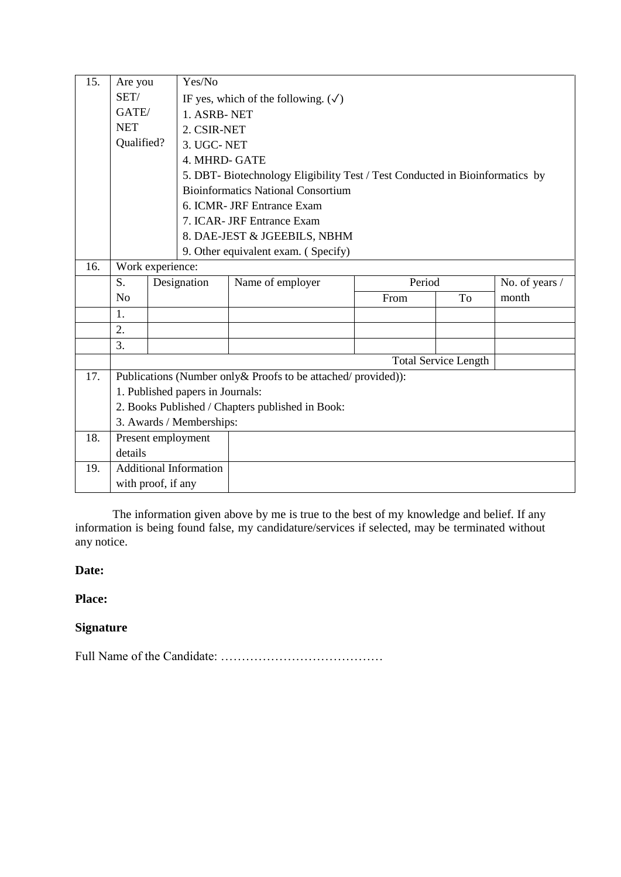| 15. | Are you SET/ GATE/ NET Qualified? | Yes/No<br>IF yes, which of the following. (✓)<br>1. ASRB- NET<br>2. CSIR-NET<br>3. UGC- NET<br>4. MHRD- GATE<br>5. DBT- Biotechnology Eligibility Test / Test Conducted in Bioinformatics by Bioinformatics National Consortium<br>6. ICMR- JRF Entrance Exam<br>7. ICAR- JRF Entrance Exam<br>8. DAE-JEST & JGEEBILS, NBHM<br>9. Other equivalent exam. ( Specify) |
|---|---|---|

| | | | | | | |
|---|---|---|---|---|---|---|
| 16. | Work experience: | | | | | |
| | S. No | Designation | Name of employer | Period | | No. of years / month |
| | | | | From | To | |
| | 1. | | | | | |
| | 2. | | | | | |
| | 3. | | | | | |
| | | | | | Total Service Length | |

| | | |
|---|---|---|
| 17. | Publications (Number only& Proofs to be attached/ provided)):<br>1. Published papers in Journals:<br>2. Books Published / Chapters published in Book:<br>3. Awards / Memberships: | |
| 18. | Present employment details | |
| 19. | Additional Information with proof, if any | |

The information given above by me is true to the best of my knowledge and belief. If any information is being found false, my candidature/services if selected, may be terminated without any notice.

**Date:**

**Place:**

**Signature**

Full Name of the Candidate: …………………………………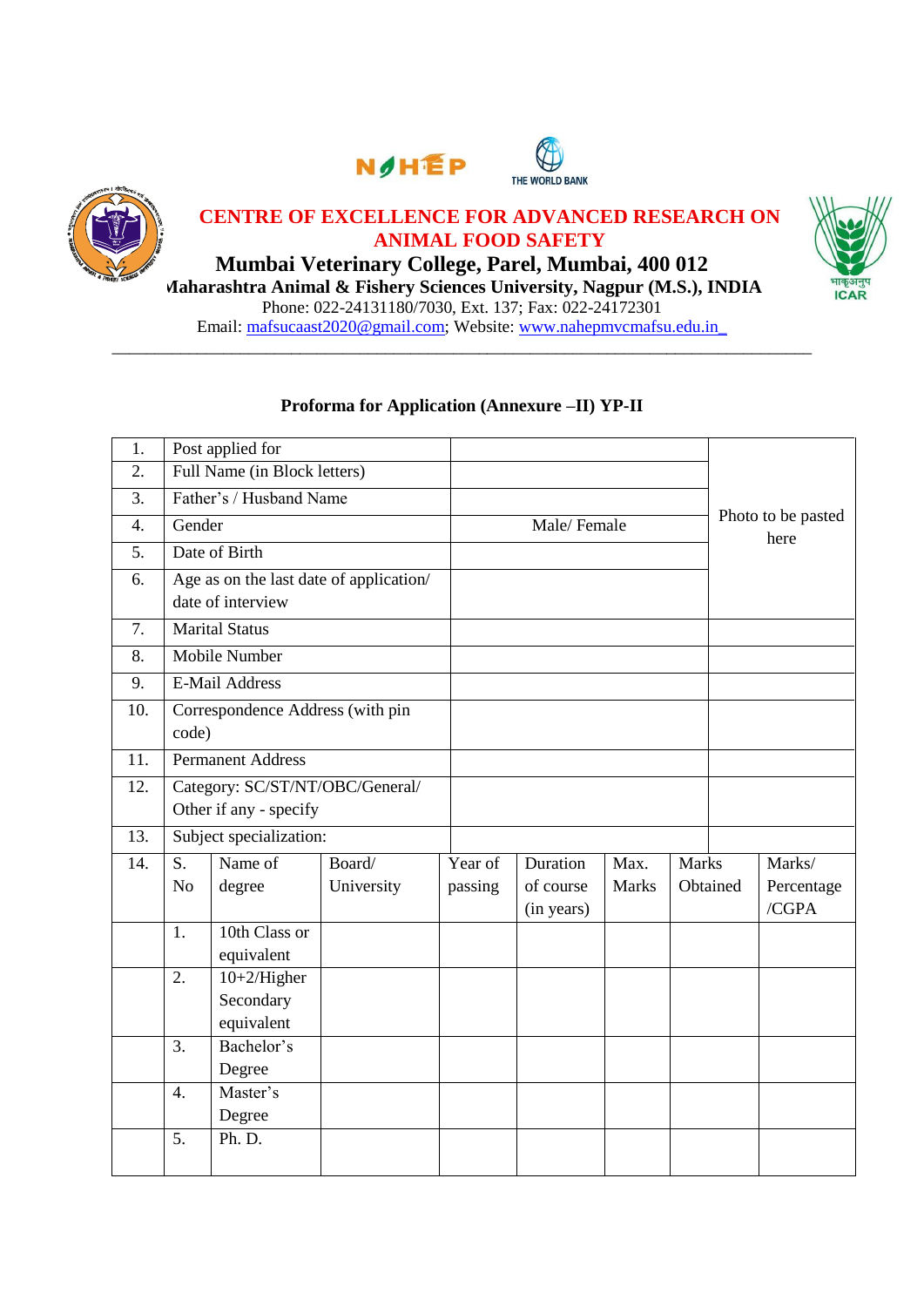NAHEP THE WORLD BANK

**CENTRE OF EXCELLENCE FOR ADVANCED RESEARCH ON ANIMAL FOOD SAFETY**

**Mumbai Veterinary College, Parel, Mumbai, 400 012**

**Maharashtra Animal & Fishery Sciences University, Nagpur (M.S.), INDIA**

Phone: 022-24131180/7030, Ext. 137; Fax: 022-24172301

Email: mafsucaast2020@gmail.com; Website: www.nahepmvcmafsu.edu.in

---

**Proforma for Application (Annexure –II) YP-II**

| | | | |
|---|---|---|---|
| 1. | Post applied for | | Photo to be pasted here |
| 2. | Full Name (in Block letters) | | |
| 3. | Father's / Husband Name | | |
| 4. | Gender | Male/ Female | |
| 5. | Date of Birth | | |
| 6. | Age as on the last date of application/ date of interview | | |
| 7. | Marital Status | | |
| 8. | Mobile Number | | |
| 9. | E-Mail Address | | |
| 10. | Correspondence Address (with pin code) | | |
| 11. | Permanent Address | | |
| 12. | Category: SC/ST/NT/OBC/General/ Other if any - specify | | |
| 13. | Subject specialization: | | |

| 14. | S. No | Name of degree | Board/ University | Year of passing | Duration of course (in years) | Max. Marks | Marks Obtained | Marks/ Percentage /CGPA |
|---|---|---|---|---|---|---|---|---|
| | 1. | 10th Class or equivalent | | | | | | |
| | 2. | 10+2/Higher Secondary equivalent | | | | | | |
| | 3. | Bachelor's Degree | | | | | | |
| | 4. | Master's Degree | | | | | | |
| | 5. | Ph. D. | | | | | | |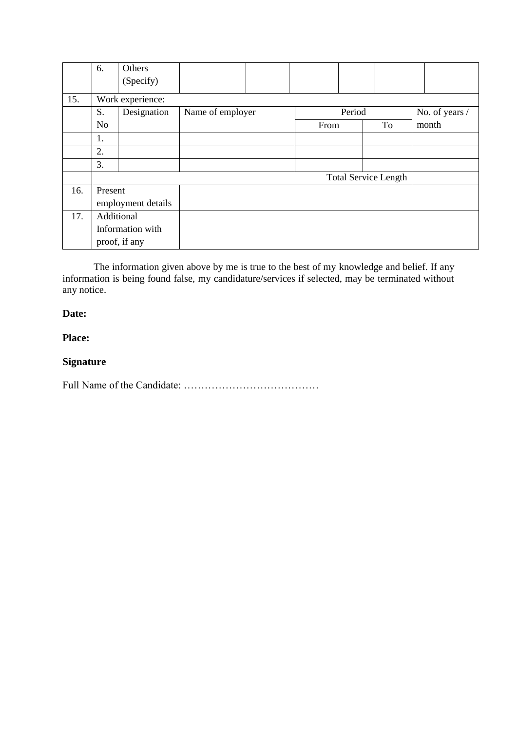| | | | | | | | | |
|---|---|---|---|---|---|---|---|---|
| | 6. | Others (Specify) | | | | | | |

| | | | | | | |
|---|---|---|---|---|---|---|
| 15. | Work experience: | | | | | |
| | S. No | Designation | Name of employer | Period | | No. of years / month |
| | | | | From | To | |
| | 1. | | | | | |
| | 2. | | | | | |
| | 3. | | | | | |
| | | | | Total Service Length | | |
| 16. | Present employment details | | | | | |
| 17. | Additional Information with proof, if any | | | | | |

The information given above by me is true to the best of my knowledge and belief. If any information is being found false, my candidature/services if selected, may be terminated without any notice.

**Date:**

**Place:**

**Signature**

Full Name of the Candidate: …………………………………